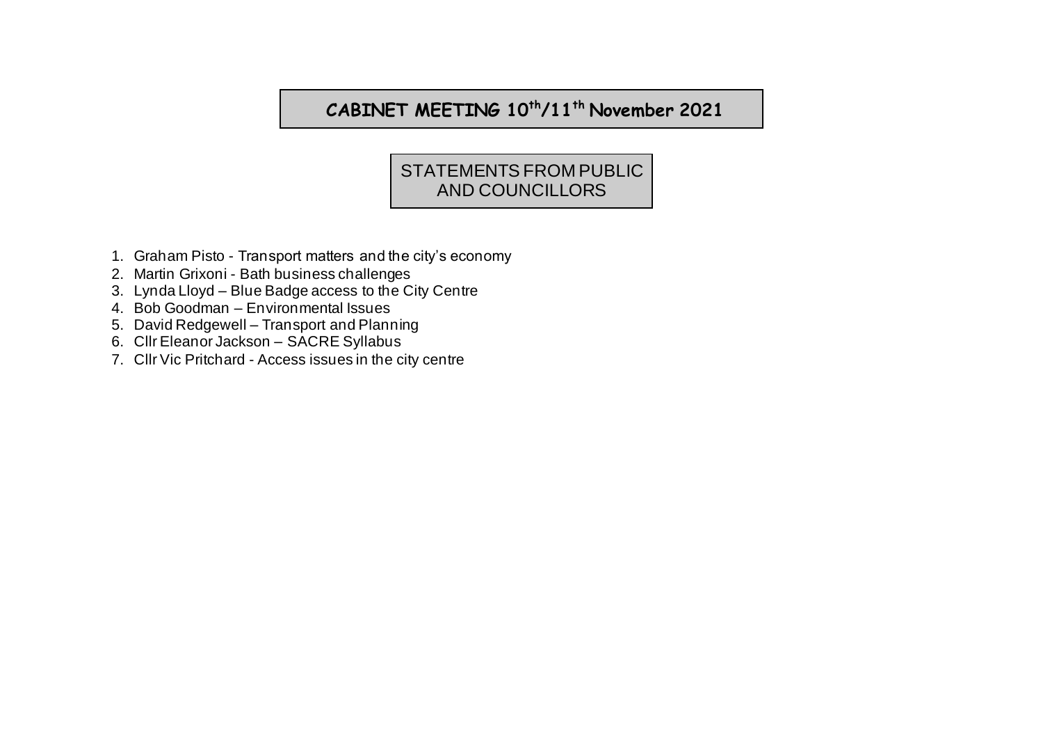# CABINET MEETING 10th/11th November 2021

## STATEMENTS FROM PUBLIC AND COUNCILLORS

1. Graham Pisto - Transport matters and the city's economy
2. Martin Grixoni - Bath business challenges
3. Lynda Lloyd – Blue Badge access to the City Centre
4. Bob Goodman – Environmental Issues
5. David Redgewell – Transport and Planning
6. Cllr Eleanor Jackson – SACRE Syllabus
7. Cllr Vic Pritchard - Access issues in the city centre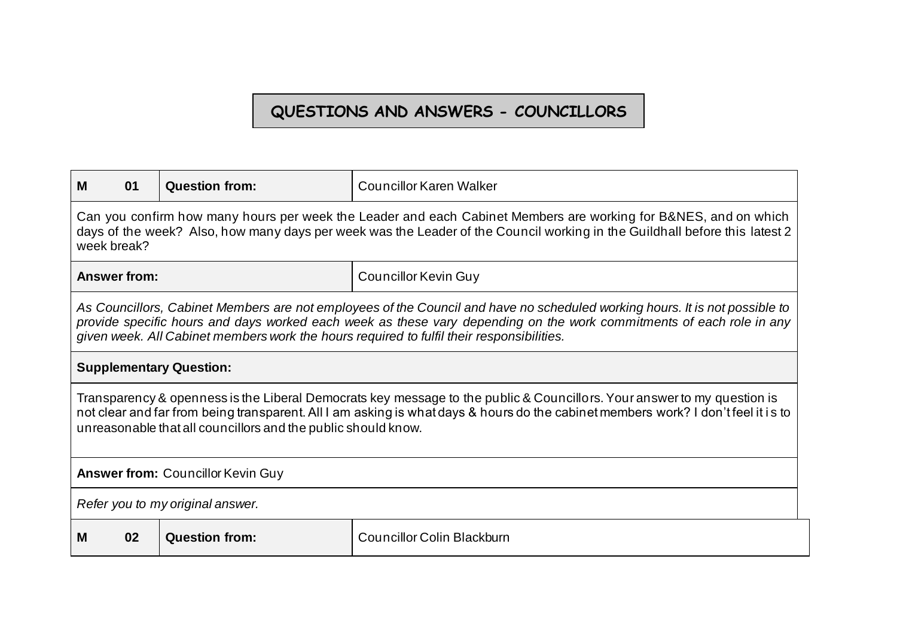# QUESTIONS AND ANSWERS - COUNCILLORS

| M 01 | Question from: | Councillor Karen Walker |
|---|---|---|
| Can you confirm how many hours per week the Leader and each Cabinet Members are working for B&NES, and on which days of the week? Also, how many days per week was the Leader of the Council working in the Guildhall before this latest 2 week break? | | |
| **Answer from:** | | Councillor Kevin Guy |
| *As Councillors, Cabinet Members are not employees of the Council and have no scheduled working hours. It is not possible to provide specific hours and days worked each week as these vary depending on the work commitments of each role in any given week. All Cabinet members work the hours required to fulfil their responsibilities.* | | |
| **Supplementary Question:** | | |
| Transparency & openness is the Liberal Democrats key message to the public & Councillors. Your answer to my question is not clear and far from being transparent. All I am asking is what days & hours do the cabinet members work? I don't feel it is to unreasonable that all councillors and the public should know. | | |
| **Answer from:** Councillor Kevin Guy | | |
| *Refer you to my original answer.* | | |
| **M 02** | **Question from:** | Councillor Colin Blackburn |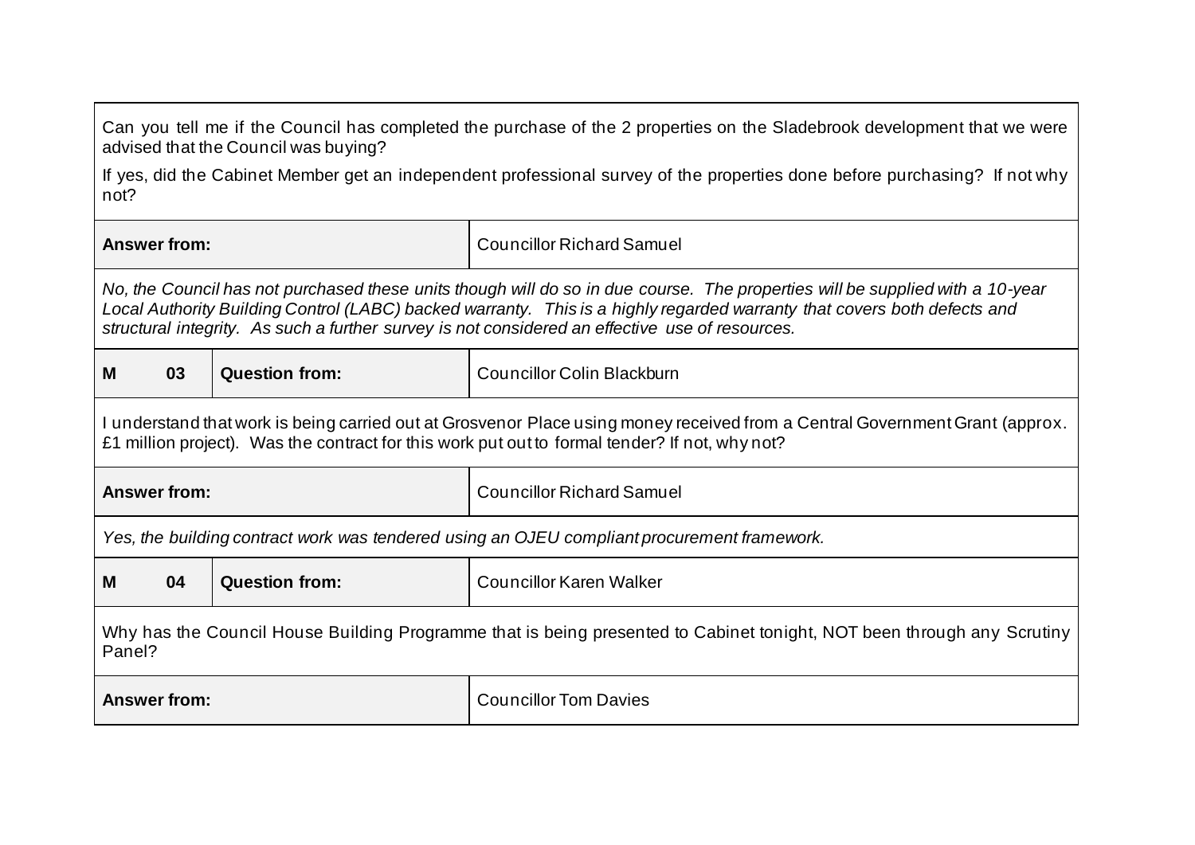| | | | |
|---|---|---|---|
| Can you tell me if the Council has completed the purchase of the 2 properties on the Sladebrook development that we were advised that the Council was buying?<br><br>If yes, did the Cabinet Member get an independent professional survey of the properties done before purchasing? If not why not? | | | |
| **Answer from:** | | | Councillor Richard Samuel |
| *No, the Council has not purchased these units though will do so in due course. The properties will be supplied with a 10-year Local Authority Building Control (LABC) backed warranty. This is a highly regarded warranty that covers both defects and structural integrity. As such a further survey is not considered an effective use of resources.* | | | |
| **M** | **03** | **Question from:** | Councillor Colin Blackburn |
| I understand that work is being carried out at Grosvenor Place using money received from a Central Government Grant (approx. £1 million project). Was the contract for this work put out to formal tender? If not, why not? | | | |
| **Answer from:** | | | Councillor Richard Samuel |
| *Yes, the building contract work was tendered using an OJEU compliant procurement framework.* | | | |
| **M** | **04** | **Question from:** | Councillor Karen Walker |
| Why has the Council House Building Programme that is being presented to Cabinet tonight, NOT been through any Scrutiny Panel? | | | |
| **Answer from:** | | | Councillor Tom Davies |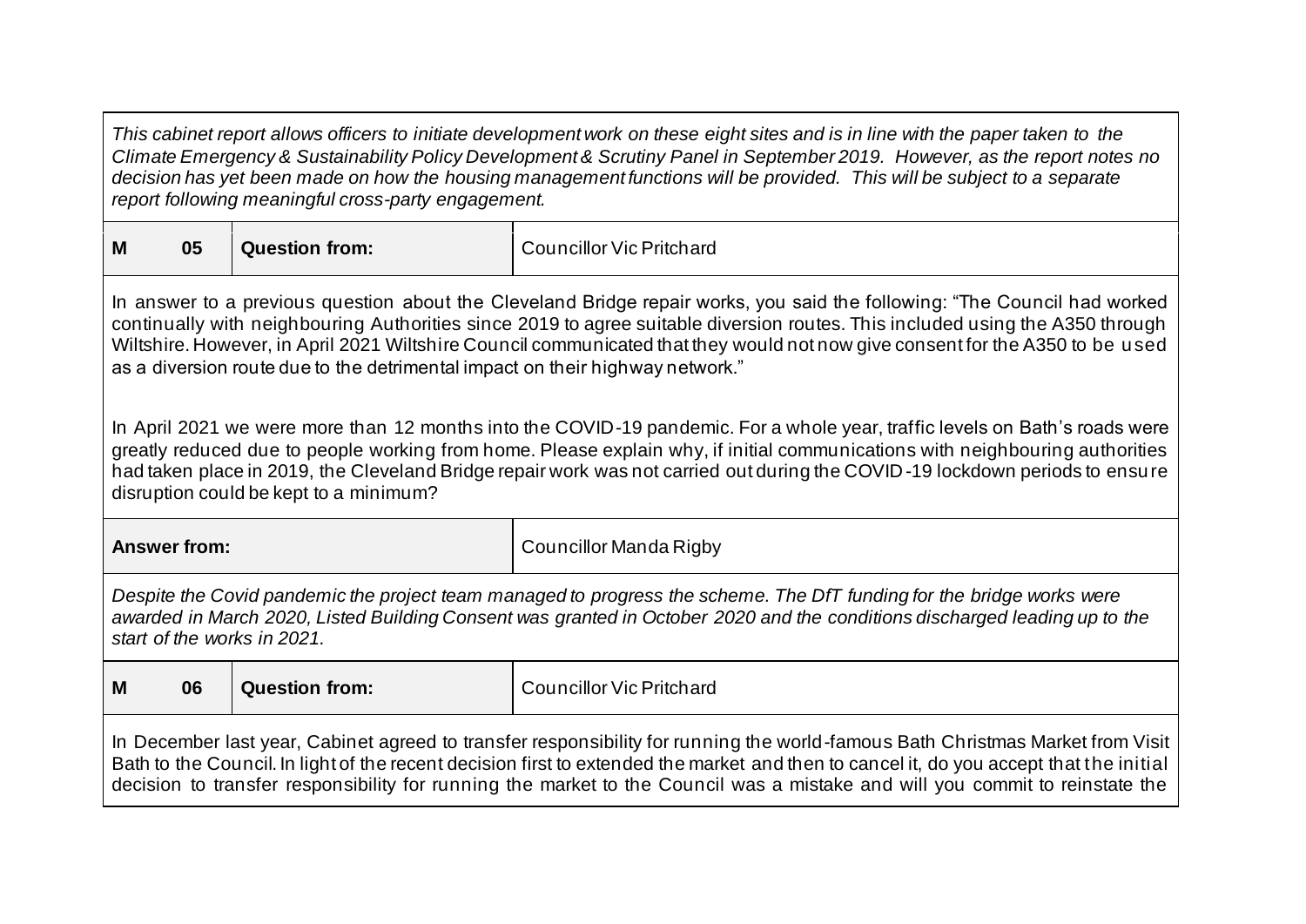*This cabinet report allows officers to initiate development work on these eight sites and is in line with the paper taken to the Climate Emergency & Sustainability Policy Development & Scrutiny Panel in September 2019. However, as the report notes no decision has yet been made on how the housing management functions will be provided. This will be subject to a separate report following meaningful cross-party engagement.*

| **M** | **05** | **Question from:** | Councillor Vic Pritchard |
|---|---|---|---|

In answer to a previous question about the Cleveland Bridge repair works, you said the following: "The Council had worked continually with neighbouring Authorities since 2019 to agree suitable diversion routes. This included using the A350 through Wiltshire. However, in April 2021 Wiltshire Council communicated that they would not now give consent for the A350 to be used as a diversion route due to the detrimental impact on their highway network."

In April 2021 we were more than 12 months into the COVID-19 pandemic. For a whole year, traffic levels on Bath's roads were greatly reduced due to people working from home. Please explain why, if initial communications with neighbouring authorities had taken place in 2019, the Cleveland Bridge repair work was not carried out during the COVID-19 lockdown periods to ensure disruption could be kept to a minimum?

| **Answer from:** | Councillor Manda Rigby |
|---|---|

*Despite the Covid pandemic the project team managed to progress the scheme. The DfT funding for the bridge works were awarded in March 2020, Listed Building Consent was granted in October 2020 and the conditions discharged leading up to the start of the works in 2021.*

| **M** | **06** | **Question from:** | Councillor Vic Pritchard |
|---|---|---|---|

In December last year, Cabinet agreed to transfer responsibility for running the world-famous Bath Christmas Market from Visit Bath to the Council. In light of the recent decision first to extended the market and then to cancel it, do you accept that the initial decision to transfer responsibility for running the market to the Council was a mistake and will you commit to reinstate the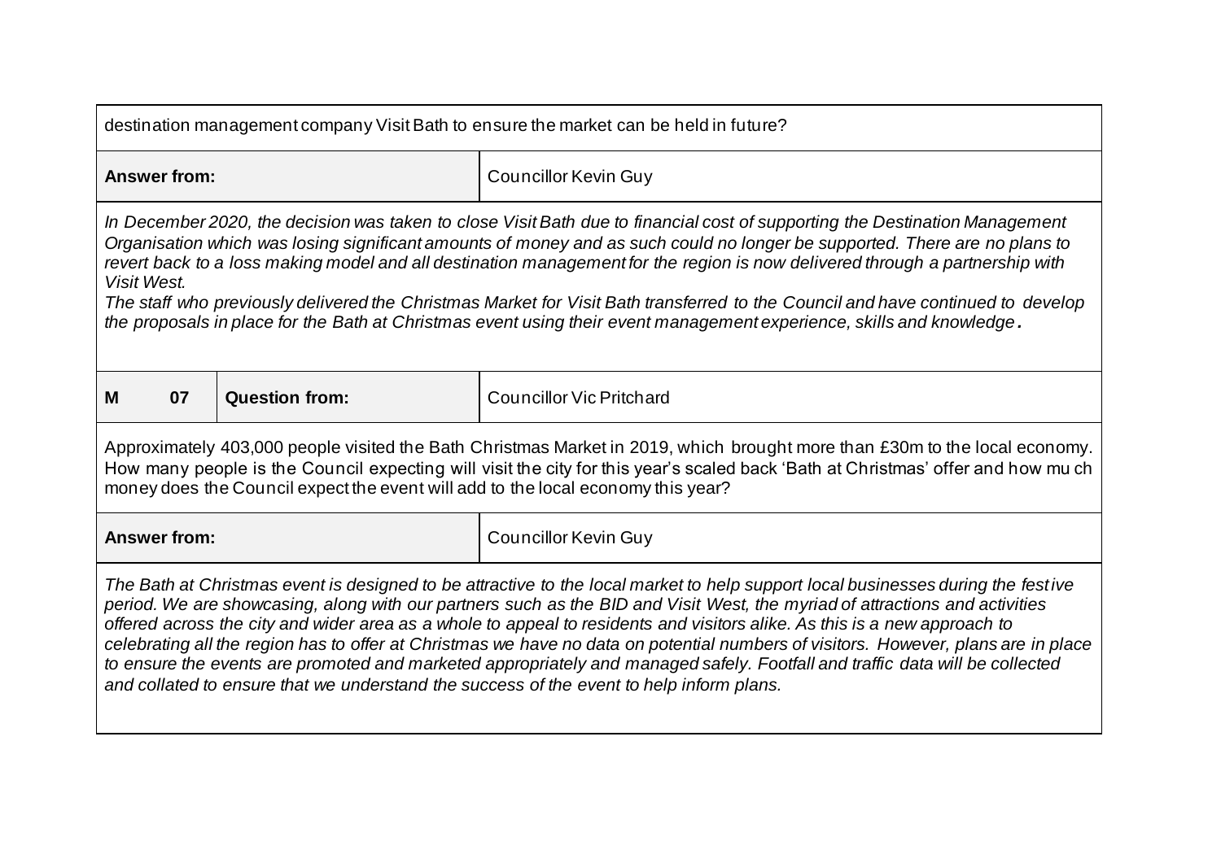| | | |
|---|---|---|
| destination management company Visit Bath to ensure the market can be held in future? | | |
| **Answer from:** | | Councillor Kevin Guy |
| *In December 2020, the decision was taken to close Visit Bath due to financial cost of supporting the Destination Management Organisation which was losing significant amounts of money and as such could no longer be supported. There are no plans to revert back to a loss making model and all destination management for the region is now delivered through a partnership with Visit West.*<br>*The staff who previously delivered the Christmas Market for Visit Bath transferred to the Council and have continued to develop the proposals in place for the Bath at Christmas event using their event management experience, skills and knowledge.* | | |
| **M 07** | **Question from:** | Councillor Vic Pritchard |
| Approximately 403,000 people visited the Bath Christmas Market in 2019, which brought more than £30m to the local economy. How many people is the Council expecting will visit the city for this year's scaled back 'Bath at Christmas' offer and how much money does the Council expect the event will add to the local economy this year? | | |
| **Answer from:** | | Councillor Kevin Guy |
| *The Bath at Christmas event is designed to be attractive to the local market to help support local businesses during the festive period. We are showcasing, along with our partners such as the BID and Visit West, the myriad of attractions and activities offered across the city and wider area as a whole to appeal to residents and visitors alike. As this is a new approach to celebrating all the region has to offer at Christmas we have no data on potential numbers of visitors. However, plans are in place to ensure the events are promoted and marketed appropriately and managed safely. Footfall and traffic data will be collected and collated to ensure that we understand the success of the event to help inform plans.* | | |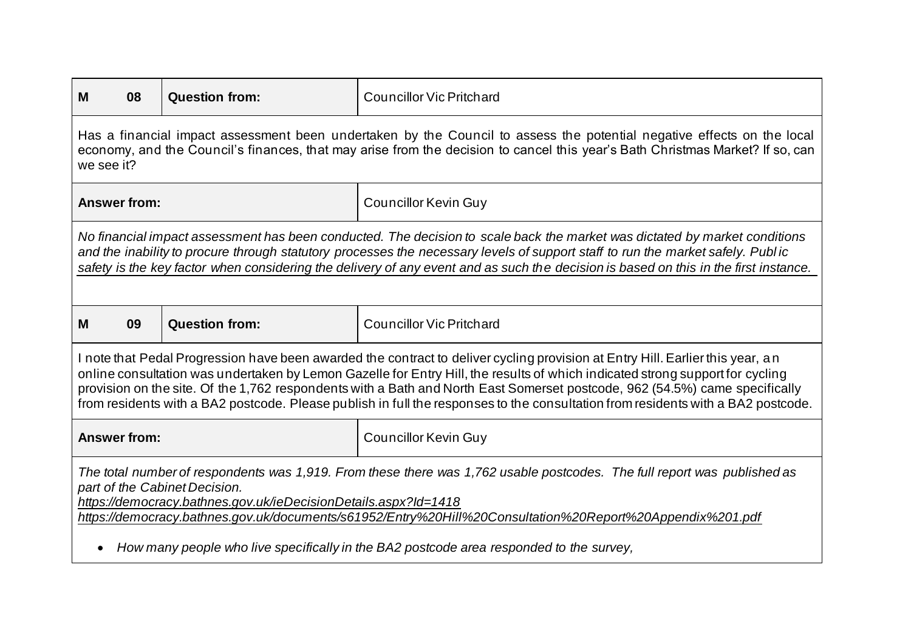| M 08 | Question from: | Councillor Vic Pritchard |
|---|---|---|

Has a financial impact assessment been undertaken by the Council to assess the potential negative effects on the local economy, and the Council's finances, that may arise from the decision to cancel this year's Bath Christmas Market? If so, can we see it?

| Answer from: | Councillor Kevin Guy |
|---|---|

*No financial impact assessment has been conducted. The decision to scale back the market was dictated by market conditions and the inability to procure through statutory processes the necessary levels of support staff to run the market safely. Public safety is the key factor when considering the delivery of any event and as such the decision is based on this in the first instance.*

| M 09 | Question from: | Councillor Vic Pritchard |
|---|---|---|

I note that Pedal Progression have been awarded the contract to deliver cycling provision at Entry Hill. Earlier this year, an online consultation was undertaken by Lemon Gazelle for Entry Hill, the results of which indicated strong support for cycling provision on the site. Of the 1,762 respondents with a Bath and North East Somerset postcode, 962 (54.5%) came specifically from residents with a BA2 postcode. Please publish in full the responses to the consultation from residents with a BA2 postcode.

| Answer from: | Councillor Kevin Guy |
|---|---|

*The total number of respondents was 1,919. From these there was 1,762 usable postcodes. The full report was published as part of the Cabinet Decision.*
*https://democracy.bathnes.gov.uk/ieDecisionDetails.aspx?Id=1418*
*https://democracy.bathnes.gov.uk/documents/s61952/Entry%20Hill%20Consultation%20Report%20Appendix%201.pdf*

- *How many people who live specifically in the BA2 postcode area responded to the survey,*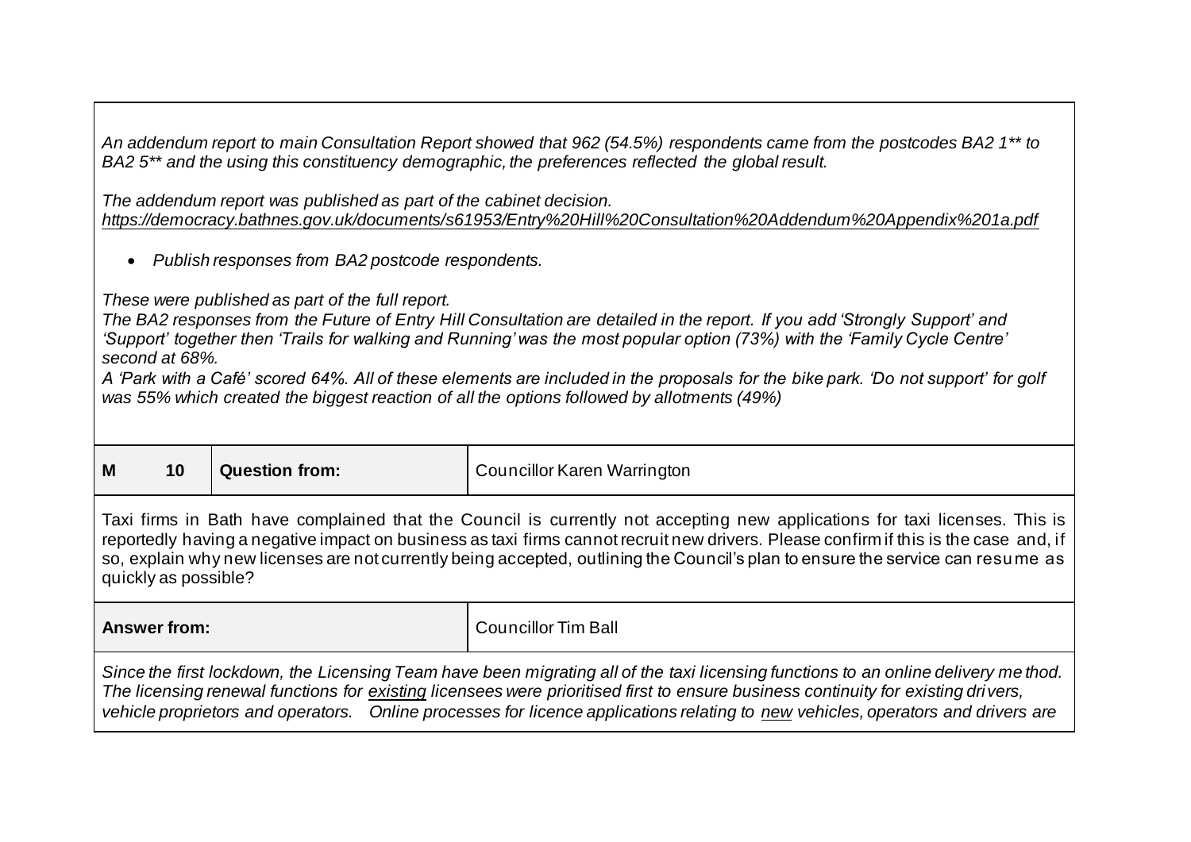*An addendum report to main Consultation Report showed that 962 (54.5%) respondents came from the postcodes BA2 1** to BA2 5** and the using this constituency demographic, the preferences reflected the global result.*

*The addendum report was published as part of the cabinet decision.*
*https://democracy.bathnes.gov.uk/documents/s61953/Entry%20Hill%20Consultation%20Addendum%20Appendix%201a.pdf*

- *Publish responses from BA2 postcode respondents.*

*These were published as part of the full report.*
*The BA2 responses from the Future of Entry Hill Consultation are detailed in the report. If you add 'Strongly Support' and 'Support' together then 'Trails for walking and Running' was the most popular option (73%) with the 'Family Cycle Centre' second at 68%.*
*A 'Park with a Café' scored 64%. All of these elements are included in the proposals for the bike park. 'Do not support' for golf was 55% which created the biggest reaction of all the options followed by allotments (49%)*

| **M 10** | **Question from:** | Councillor Karen Warrington |
|---|---|---|

Taxi firms in Bath have complained that the Council is currently not accepting new applications for taxi licenses. This is reportedly having a negative impact on business as taxi firms cannot recruit new drivers. Please confirm if this is the case and, if so, explain why new licenses are not currently being accepted, outlining the Council's plan to ensure the service can resume as quickly as possible?

| **Answer from:** | Councillor Tim Ball |
|---|---|

*Since the first lockdown, the Licensing Team have been migrating all of the taxi licensing functions to an online delivery method. The licensing renewal functions for existing licensees were prioritised first to ensure business continuity for existing drivers, vehicle proprietors and operators. Online processes for licence applications relating to new vehicles, operators and drivers are*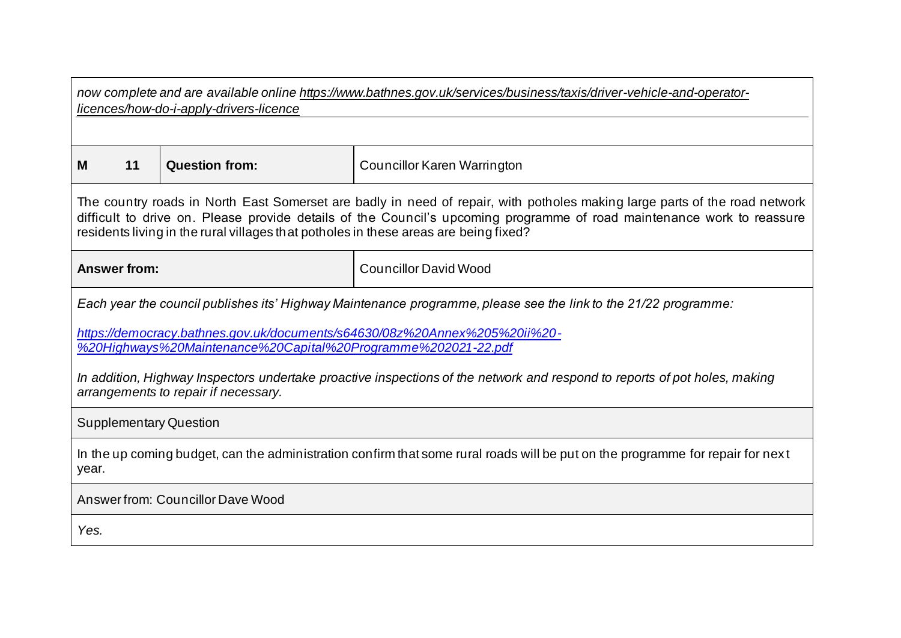*now complete and are available online [https://www.bathnes.gov.uk/services/business/taxis/driver-vehicle-and-operator-licences/how-do-i-apply-drivers-licence](https://www.bathnes.gov.uk/services/business/taxis/driver-vehicle-and-operator-licences/how-do-i-apply-drivers-licence)*

| M | 11 | **Question from:** | Councillor Karen Warrington |
|---|---|---|---|

The country roads in North East Somerset are badly in need of repair, with potholes making large parts of the road network difficult to drive on. Please provide details of the Council's upcoming programme of road maintenance work to reassure residents living in the rural villages that potholes in these areas are being fixed?

| **Answer from:** | Councillor David Wood |
|---|---|

*Each year the council publishes its' Highway Maintenance programme, please see the link to the 21/22 programme:*

*[https://democracy.bathnes.gov.uk/documents/s64630/08z%20Annex%205%20ii%20-%20Highways%20Maintenance%20Capital%20Programme%202021-22.pdf](https://democracy.bathnes.gov.uk/documents/s64630/08z%20Annex%205%20ii%20-%20Highways%20Maintenance%20Capital%20Programme%202021-22.pdf)*

*In addition, Highway Inspectors undertake proactive inspections of the network and respond to reports of pot holes, making arrangements to repair if necessary.*

Supplementary Question

In the up coming budget, can the administration confirm that some rural roads will be put on the programme for repair for next year.

Answer from: Councillor Dave Wood

*Yes.*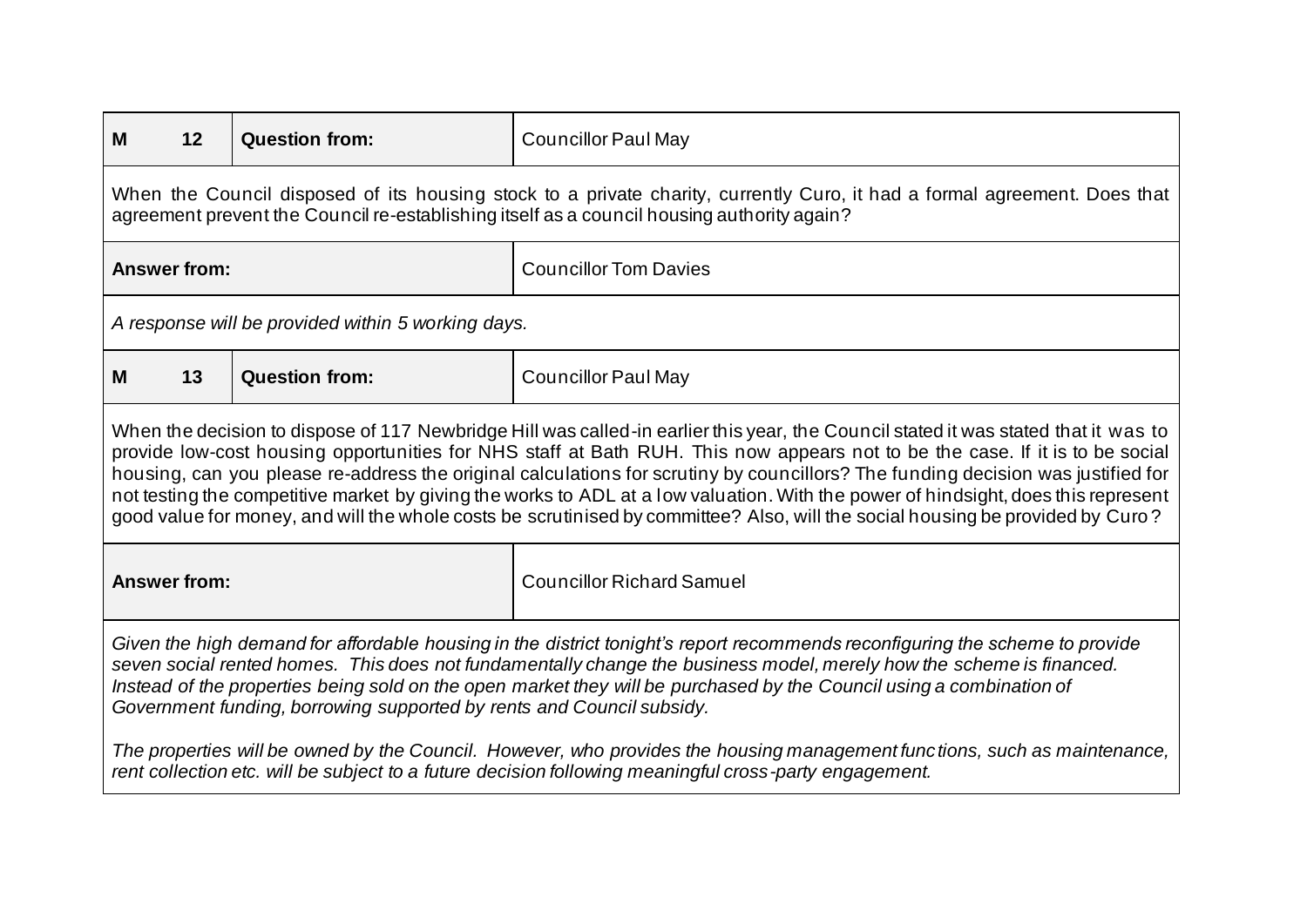| M 12 | Question from: | Councillor Paul May |
|---|---|---|

When the Council disposed of its housing stock to a private charity, currently Curo, it had a formal agreement. Does that agreement prevent the Council re-establishing itself as a council housing authority again?

| Answer from: | Councillor Tom Davies |
|---|---|

*A response will be provided within 5 working days.*

| M 13 | Question from: | Councillor Paul May |
|---|---|---|

When the decision to dispose of 117 Newbridge Hill was called-in earlier this year, the Council stated it was stated that it was to provide low-cost housing opportunities for NHS staff at Bath RUH. This now appears not to be the case. If it is to be social housing, can you please re-address the original calculations for scrutiny by councillors? The funding decision was justified for not testing the competitive market by giving the works to ADL at a low valuation. With the power of hindsight, does this represent good value for money, and will the whole costs be scrutinised by committee? Also, will the social housing be provided by Curo?

| Answer from: | Councillor Richard Samuel |
|---|---|

*Given the high demand for affordable housing in the district tonight's report recommends reconfiguring the scheme to provide seven social rented homes. This does not fundamentally change the business model, merely how the scheme is financed. Instead of the properties being sold on the open market they will be purchased by the Council using a combination of Government funding, borrowing supported by rents and Council subsidy.*

*The properties will be owned by the Council. However, who provides the housing management functions, such as maintenance, rent collection etc. will be subject to a future decision following meaningful cross-party engagement.*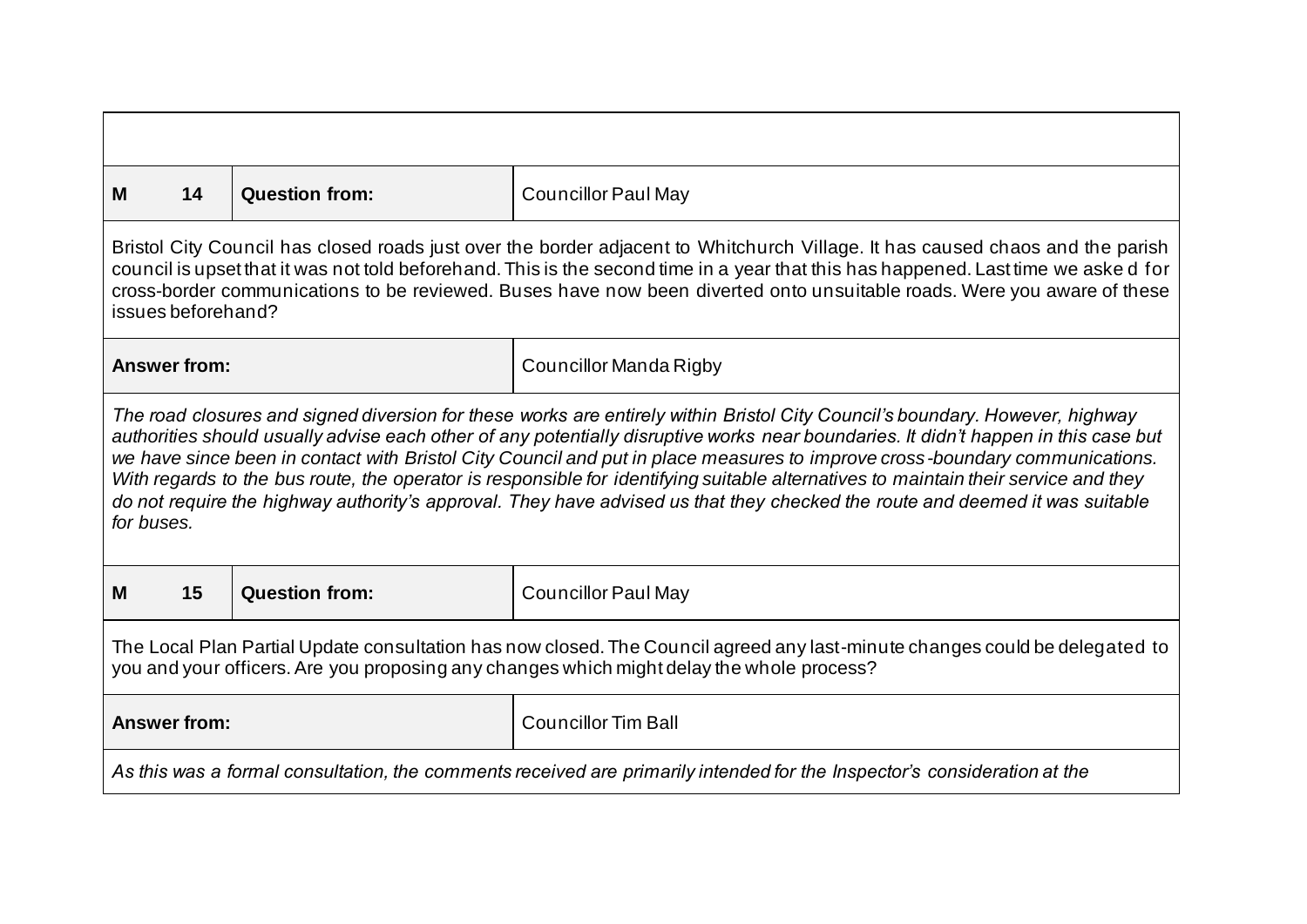| M 14 | Question from: | Councillor Paul May |
|---|---|---|
| Bristol City Council has closed roads just over the border adjacent to Whitchurch Village. It has caused chaos and the parish council is upset that it was not told beforehand. This is the second time in a year that this has happened. Last time we asked for cross-border communications to be reviewed. Buses have now been diverted onto unsuitable roads. Were you aware of these issues beforehand? | | |
| **Answer from:** | | Councillor Manda Rigby |
| *The road closures and signed diversion for these works are entirely within Bristol City Council's boundary. However, highway authorities should usually advise each other of any potentially disruptive works near boundaries. It didn't happen in this case but we have since been in contact with Bristol City Council and put in place measures to improve cross-boundary communications. With regards to the bus route, the operator is responsible for identifying suitable alternatives to maintain their service and they do not require the highway authority's approval. They have advised us that they checked the route and deemed it was suitable for buses.* | | |
| **M 15** | **Question from:** | Councillor Paul May |
| The Local Plan Partial Update consultation has now closed. The Council agreed any last-minute changes could be delegated to you and your officers. Are you proposing any changes which might delay the whole process? | | |
| **Answer from:** | | Councillor Tim Ball |
| *As this was a formal consultation, the comments received are primarily intended for the Inspector's consideration at the* | | |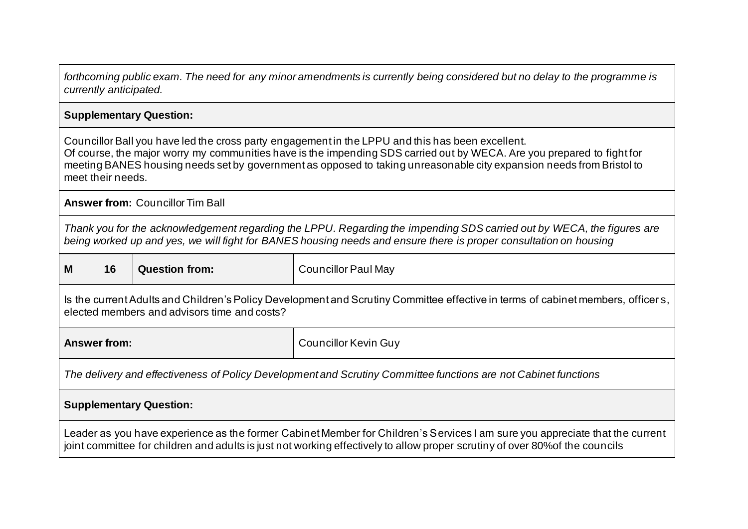*forthcoming public exam. The need for any minor amendments is currently being considered but no delay to the programme is currently anticipated.*

**Supplementary Question:**

Councillor Ball you have led the cross party engagement in the LPPU and this has been excellent.
Of course, the major worry my communities have is the impending SDS carried out by WECA. Are you prepared to fight for meeting BANES housing needs set by government as opposed to taking unreasonable city expansion needs from Bristol to meet their needs.

**Answer from:** Councillor Tim Ball

*Thank you for the acknowledgement regarding the LPPU. Regarding the impending SDS carried out by WECA, the figures are being worked up and yes, we will fight for BANES housing needs and ensure there is proper consultation on housing*

| **M** | **16** | **Question from:** | Councillor Paul May |
|---|---|---|---|

Is the current Adults and Children's Policy Development and Scrutiny Committee effective in terms of cabinet members, officers, elected members and advisors time and costs?

| **Answer from:** | Councillor Kevin Guy |
|---|---|

*The delivery and effectiveness of Policy Development and Scrutiny Committee functions are not Cabinet functions*

**Supplementary Question:**

Leader as you have experience as the former Cabinet Member for Children's Services I am sure you appreciate that the current joint committee for children and adults is just not working effectively to allow proper scrutiny of over 80%of the councils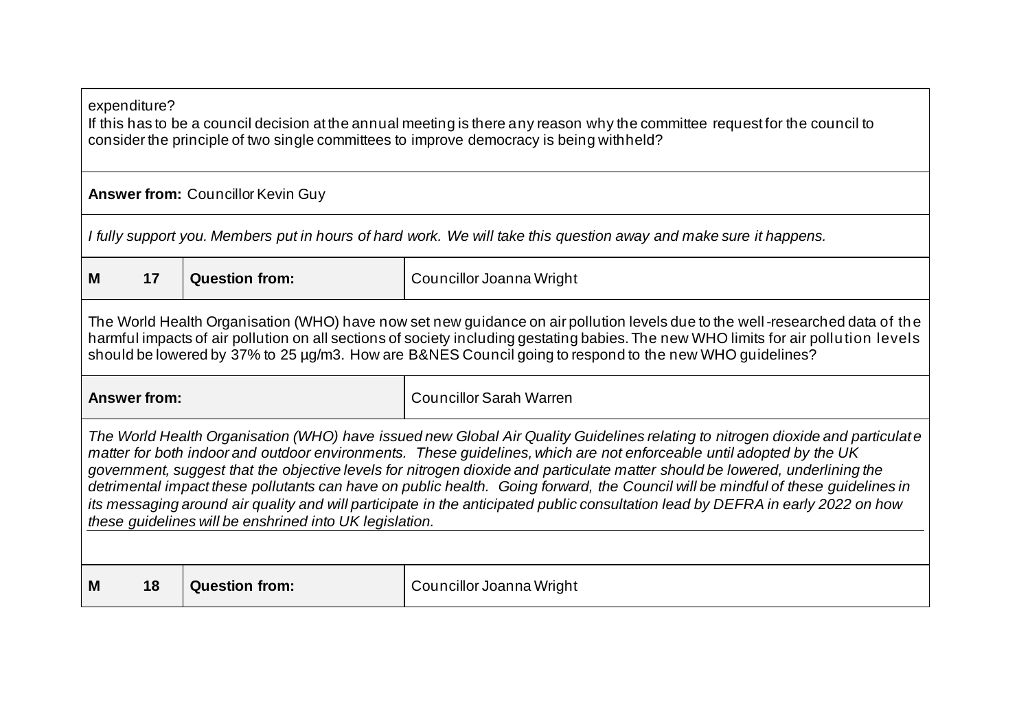| | | | |
|---|---|---|---|
| expenditure?<br>If this has to be a council decision at the annual meeting is there any reason why the committee request for the council to consider the principle of two single committees to improve democracy is being withheld? | | | |
| **Answer from:** Councillor Kevin Guy | | | |
| *I fully support you. Members put in hours of hard work. We will take this question away and make sure it happens.* | | | |
| **M** | **17** | **Question from:** | Councillor Joanna Wright |
| The World Health Organisation (WHO) have now set new guidance on air pollution levels due to the well-researched data of the harmful impacts of air pollution on all sections of society including gestating babies. The new WHO limits for air pollution levels should be lowered by 37% to 25 µg/m3. How are B&NES Council going to respond to the new WHO guidelines? | | | |
| **Answer from:** | | | Councillor Sarah Warren |
| *The World Health Organisation (WHO) have issued new Global Air Quality Guidelines relating to nitrogen dioxide and particulate matter for both indoor and outdoor environments. These guidelines, which are not enforceable until adopted by the UK government, suggest that the objective levels for nitrogen dioxide and particulate matter should be lowered, underlining the detrimental impact these pollutants can have on public health. Going forward, the Council will be mindful of these guidelines in its messaging around air quality and will participate in the anticipated public consultation lead by DEFRA in early 2022 on how these guidelines will be enshrined into UK legislation.* | | | |
| **M** | **18** | **Question from:** | Councillor Joanna Wright |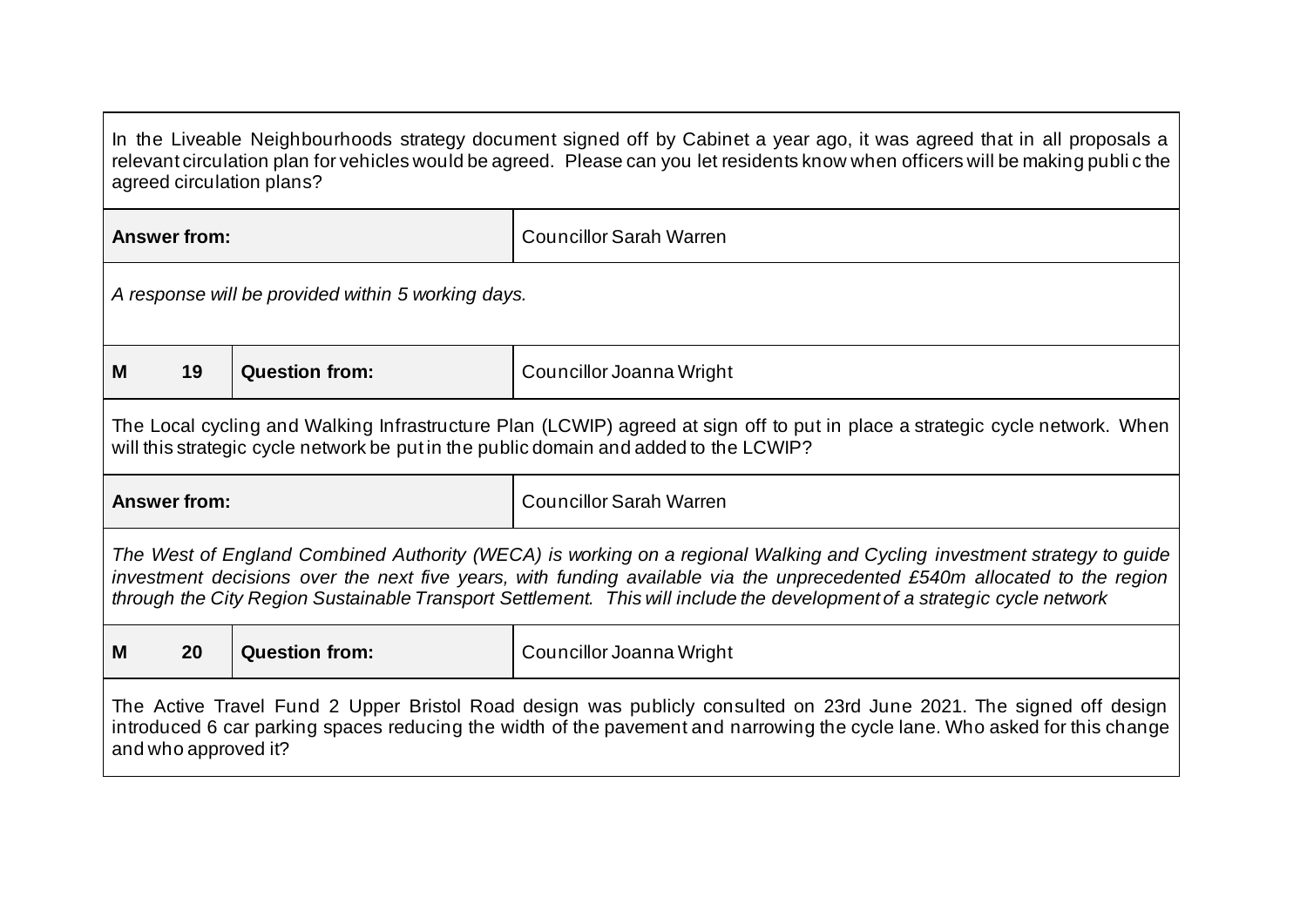| | | | |
|---|---|---|---|
| In the Liveable Neighbourhoods strategy document signed off by Cabinet a year ago, it was agreed that in all proposals a relevant circulation plan for vehicles would be agreed. Please can you let residents know when officers will be making public the agreed circulation plans? | | | |
| **Answer from:** | | | Councillor Sarah Warren |
| *A response will be provided within 5 working days.* | | | |
| **M** | **19** | **Question from:** | Councillor Joanna Wright |
| The Local cycling and Walking Infrastructure Plan (LCWIP) agreed at sign off to put in place a strategic cycle network. When will this strategic cycle network be put in the public domain and added to the LCWIP? | | | |
| **Answer from:** | | | Councillor Sarah Warren |
| *The West of England Combined Authority (WECA) is working on a regional Walking and Cycling investment strategy to guide investment decisions over the next five years, with funding available via the unprecedented £540m allocated to the region through the City Region Sustainable Transport Settlement. This will include the development of a strategic cycle network* | | | |
| **M** | **20** | **Question from:** | Councillor Joanna Wright |
| The Active Travel Fund 2 Upper Bristol Road design was publicly consulted on 23rd June 2021. The signed off design introduced 6 car parking spaces reducing the width of the pavement and narrowing the cycle lane. Who asked for this change and who approved it? | | | |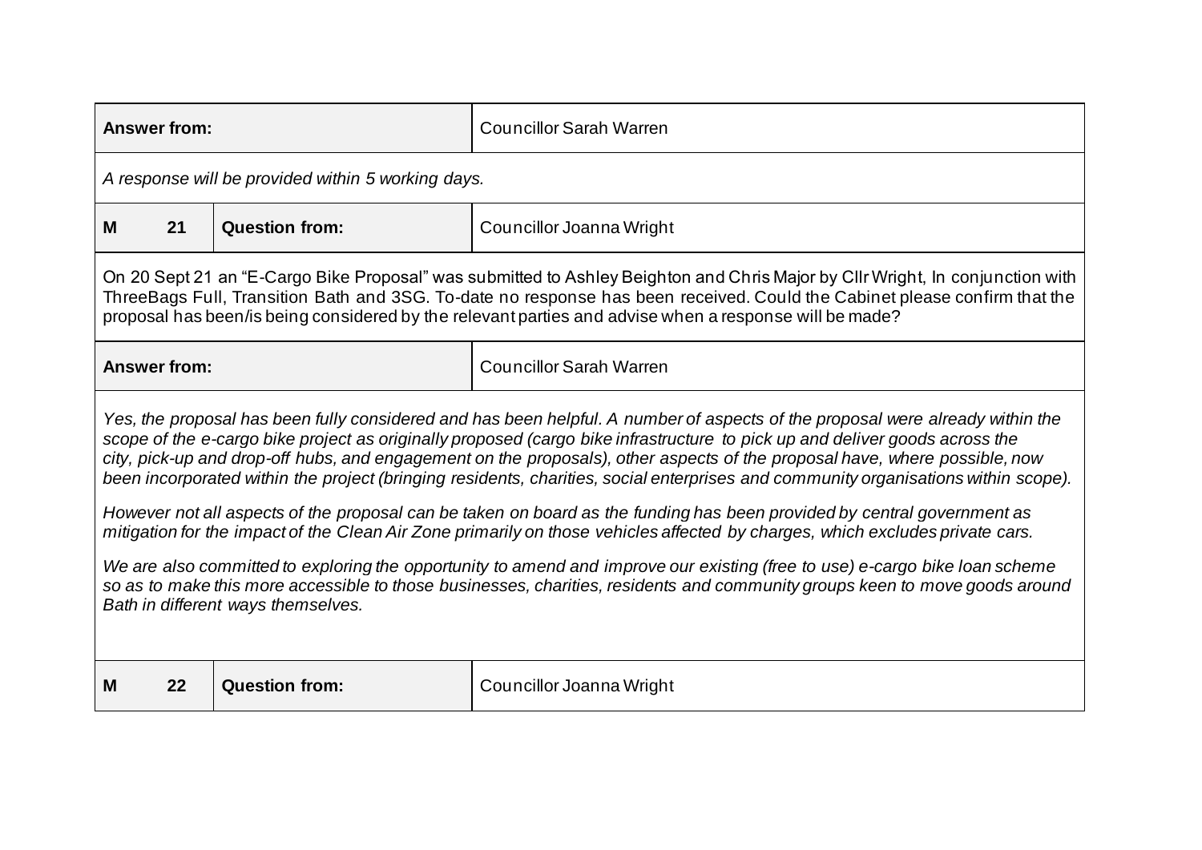| **Answer from:** | | Councillor Sarah Warren |
|---|---|---|
| *A response will be provided within 5 working days.* | | |
| **M 21** | **Question from:** | Councillor Joanna Wright |
| On 20 Sept 21 an "E-Cargo Bike Proposal" was submitted to Ashley Beighton and Chris Major by Cllr Wright, In conjunction with ThreeBags Full, Transition Bath and 3SG. To-date no response has been received. Could the Cabinet please confirm that the proposal has been/is being considered by the relevant parties and advise when a response will be made? | | |
| **Answer from:** | | Councillor Sarah Warren |
| *Yes, the proposal has been fully considered and has been helpful. A number of aspects of the proposal were already within the scope of the e-cargo bike project as originally proposed (cargo bike infrastructure to pick up and deliver goods across the city, pick-up and drop-off hubs, and engagement on the proposals), other aspects of the proposal have, where possible, now been incorporated within the project (bringing residents, charities, social enterprises and community organisations within scope).*<br><br>*However not all aspects of the proposal can be taken on board as the funding has been provided by central government as mitigation for the impact of the Clean Air Zone primarily on those vehicles affected by charges, which excludes private cars.*<br><br>*We are also committed to exploring the opportunity to amend and improve our existing (free to use) e-cargo bike loan scheme so as to make this more accessible to those businesses, charities, residents and community groups keen to move goods around Bath in different ways themselves.* | | |
| **M 22** | **Question from:** | Councillor Joanna Wright |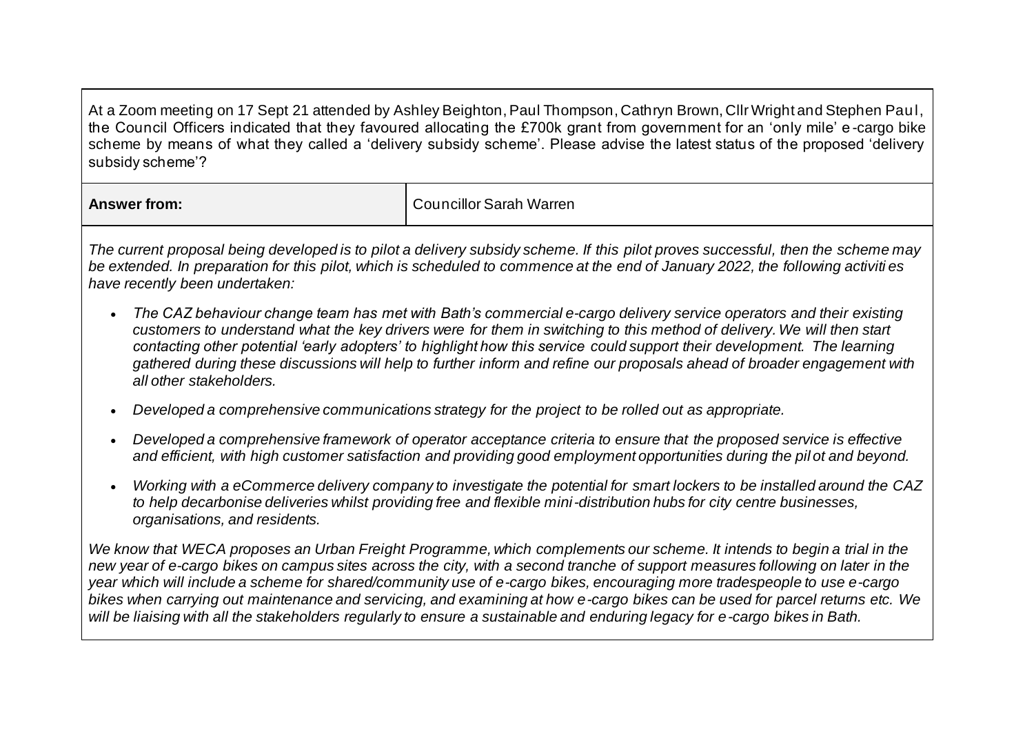At a Zoom meeting on 17 Sept 21 attended by Ashley Beighton, Paul Thompson, Cathryn Brown, Cllr Wright and Stephen Paul, the Council Officers indicated that they favoured allocating the £700k grant from government for an 'only mile' e-cargo bike scheme by means of what they called a 'delivery subsidy scheme'. Please advise the latest status of the proposed 'delivery subsidy scheme'?

| **Answer from:** | Councillor Sarah Warren |
|---|---|

*The current proposal being developed is to pilot a delivery subsidy scheme. If this pilot proves successful, then the scheme may be extended. In preparation for this pilot, which is scheduled to commence at the end of January 2022, the following activities have recently been undertaken:*

- *The CAZ behaviour change team has met with Bath's commercial e-cargo delivery service operators and their existing customers to understand what the key drivers were for them in switching to this method of delivery. We will then start contacting other potential 'early adopters' to highlight how this service could support their development. The learning gathered during these discussions will help to further inform and refine our proposals ahead of broader engagement with all other stakeholders.*
- *Developed a comprehensive communications strategy for the project to be rolled out as appropriate.*
- *Developed a comprehensive framework of operator acceptance criteria to ensure that the proposed service is effective and efficient, with high customer satisfaction and providing good employment opportunities during the pilot and beyond.*
- *Working with a eCommerce delivery company to investigate the potential for smart lockers to be installed around the CAZ to help decarbonise deliveries whilst providing free and flexible mini-distribution hubs for city centre businesses, organisations, and residents.*

*We know that WECA proposes an Urban Freight Programme, which complements our scheme. It intends to begin a trial in the new year of e-cargo bikes on campus sites across the city, with a second tranche of support measures following on later in the year which will include a scheme for shared/community use of e-cargo bikes, encouraging more tradespeople to use e-cargo bikes when carrying out maintenance and servicing, and examining at how e-cargo bikes can be used for parcel returns etc. We will be liaising with all the stakeholders regularly to ensure a sustainable and enduring legacy for e-cargo bikes in Bath.*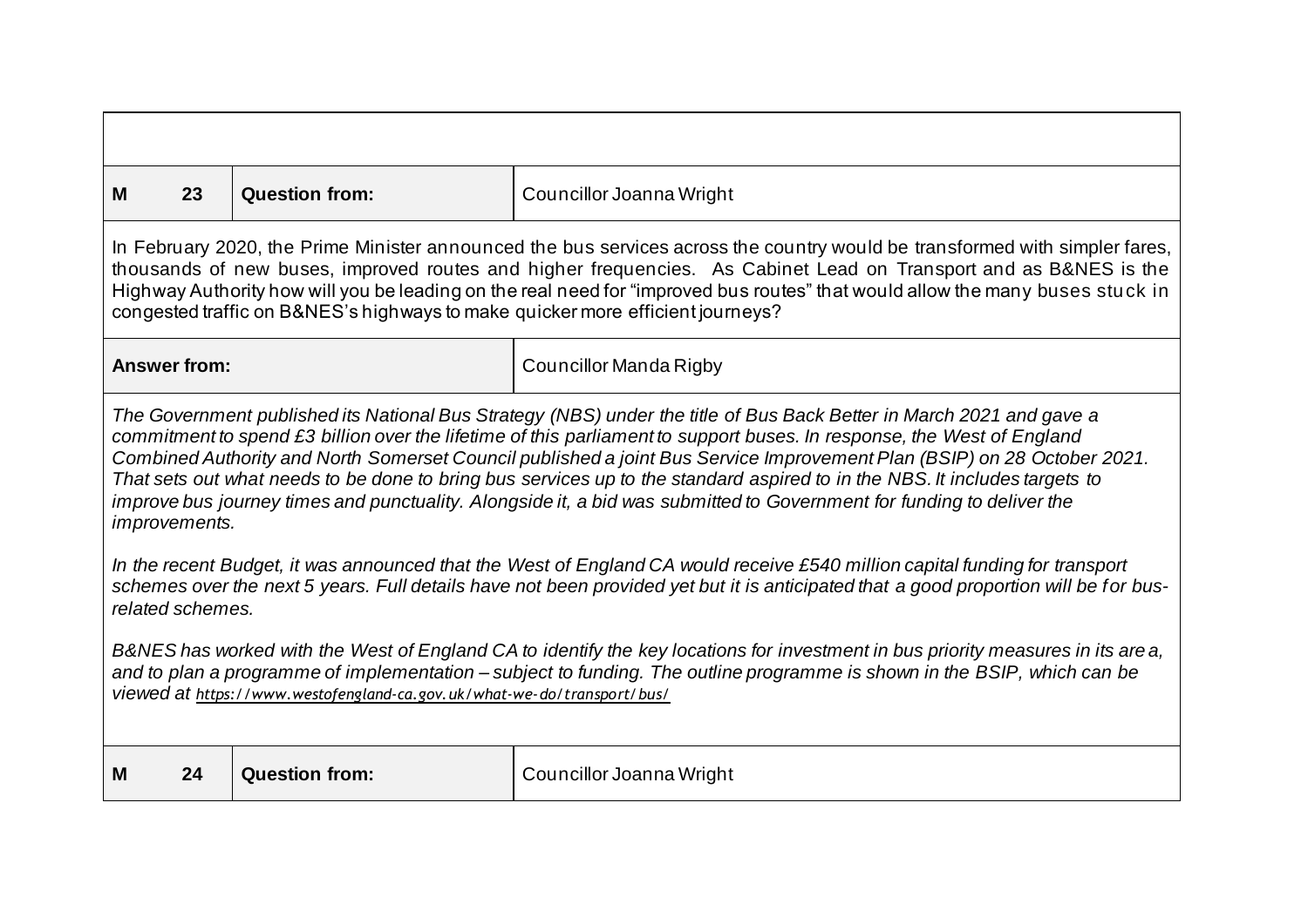| M 23 | Question from: | Councillor Joanna Wright |
|---|---|---|

In February 2020, the Prime Minister announced the bus services across the country would be transformed with simpler fares, thousands of new buses, improved routes and higher frequencies. As Cabinet Lead on Transport and as B&NES is the Highway Authority how will you be leading on the real need for "improved bus routes" that would allow the many buses stuck in congested traffic on B&NES's highways to make quicker more efficient journeys?

| Answer from: | Councillor Manda Rigby |
|---|---|

*The Government published its National Bus Strategy (NBS) under the title of Bus Back Better in March 2021 and gave a commitment to spend £3 billion over the lifetime of this parliament to support buses. In response, the West of England Combined Authority and North Somerset Council published a joint Bus Service Improvement Plan (BSIP) on 28 October 2021. That sets out what needs to be done to bring bus services up to the standard aspired to in the NBS. It includes targets to improve bus journey times and punctuality. Alongside it, a bid was submitted to Government for funding to deliver the improvements.*

*In the recent Budget, it was announced that the West of England CA would receive £540 million capital funding for transport schemes over the next 5 years. Full details have not been provided yet but it is anticipated that a good proportion will be for bus-related schemes.*

*B&NES has worked with the West of England CA to identify the key locations for investment in bus priority measures in its area, and to plan a programme of implementation – subject to funding. The outline programme is shown in the BSIP, which can be viewed at https://www.westofengland-ca.gov.uk/what-we-do/transport/bus/*

| M 24 | Question from: | Councillor Joanna Wright |
|---|---|---|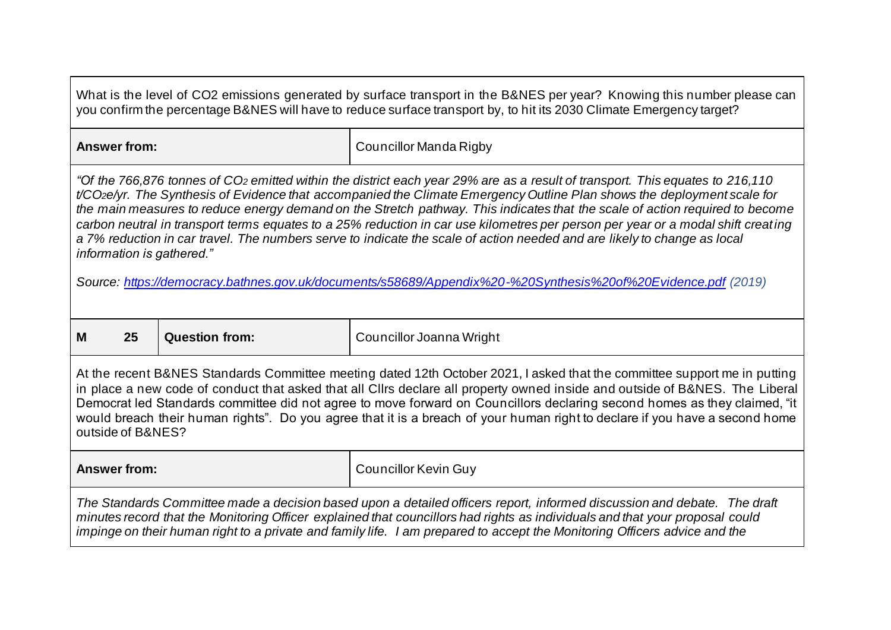| | | | |
|---|---|---|---|
| What is the level of CO2 emissions generated by surface transport in the B&NES per year? Knowing this number please can you confirm the percentage B&NES will have to reduce surface transport by, to hit its 2030 Climate Emergency target? | | | |
| **Answer from:** | | | Councillor Manda Rigby |
| *"Of the 766,876 tonnes of $CO_2$ emitted within the district each year 29% are as a result of transport. This equates to 216,110 t/$CO_2$e/yr. The Synthesis of Evidence that accompanied the Climate Emergency Outline Plan shows the deployment scale for the main measures to reduce energy demand on the Stretch pathway. This indicates that the scale of action required to become carbon neutral in transport terms equates to a 25% reduction in car use kilometres per person per year or a modal shift creating a 7% reduction in car travel. The numbers serve to indicate the scale of action needed and are likely to change as local information is gathered."* <br><br> *Source: [https://democracy.bathnes.gov.uk/documents/s58689/Appendix%20-%20Synthesis%20of%20Evidence.pdf](https://democracy.bathnes.gov.uk/documents/s58689/Appendix%20-%20Synthesis%20of%20Evidence.pdf) (2019)* | | | |
| **M** | **25** | **Question from:** | Councillor Joanna Wright |
| At the recent B&NES Standards Committee meeting dated 12th October 2021, I asked that the committee support me in putting in place a new code of conduct that asked that all Cllrs declare all property owned inside and outside of B&NES. The Liberal Democrat led Standards committee did not agree to move forward on Councillors declaring second homes as they claimed, "it would breach their human rights". Do you agree that it is a breach of your human right to declare if you have a second home outside of B&NES? | | | |
| **Answer from:** | | | Councillor Kevin Guy |
| *The Standards Committee made a decision based upon a detailed officers report, informed discussion and debate. The draft minutes record that the Monitoring Officer explained that councillors had rights as individuals and that your proposal could impinge on their human right to a private and family life. I am prepared to accept the Monitoring Officers advice and the* | | | |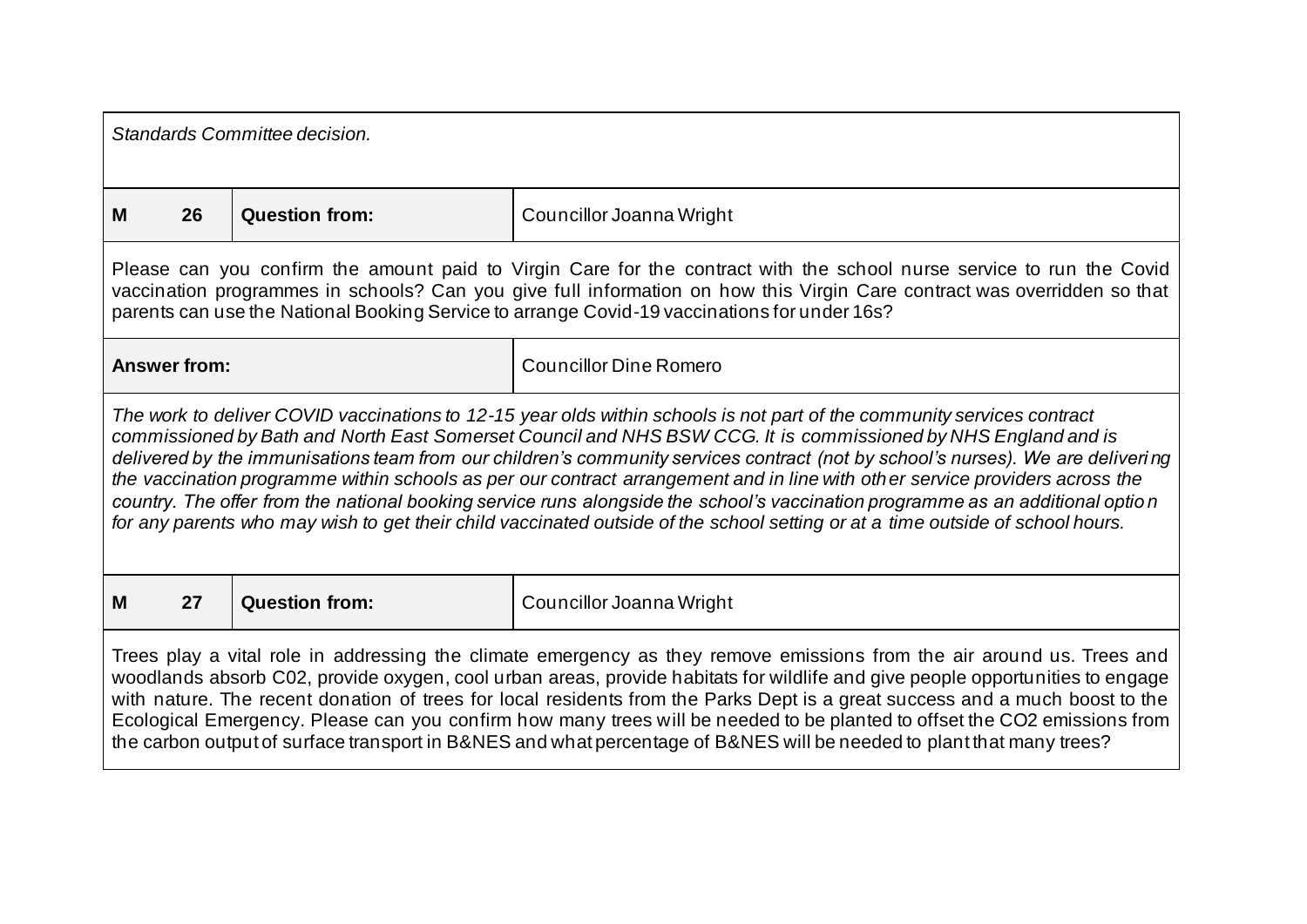*Standards Committee decision.*

| M 26 | Question from: | Councillor Joanna Wright |
|---|---|---|

Please can you confirm the amount paid to Virgin Care for the contract with the school nurse service to run the Covid vaccination programmes in schools? Can you give full information on how this Virgin Care contract was overridden so that parents can use the National Booking Service to arrange Covid-19 vaccinations for under 16s?

| Answer from: | Councillor Dine Romero |
|---|---|

*The work to deliver COVID vaccinations to 12-15 year olds within schools is not part of the community services contract commissioned by Bath and North East Somerset Council and NHS BSW CCG. It is commissioned by NHS England and is delivered by the immunisations team from our children's community services contract (not by school's nurses). We are delivering the vaccination programme within schools as per our contract arrangement and in line with other service providers across the country. The offer from the national booking service runs alongside the school's vaccination programme as an additional option for any parents who may wish to get their child vaccinated outside of the school setting or at a time outside of school hours.*

| M 27 | Question from: | Councillor Joanna Wright |
|---|---|---|

Trees play a vital role in addressing the climate emergency as they remove emissions from the air around us. Trees and woodlands absorb C02, provide oxygen, cool urban areas, provide habitats for wildlife and give people opportunities to engage with nature. The recent donation of trees for local residents from the Parks Dept is a great success and a much boost to the Ecological Emergency. Please can you confirm how many trees will be needed to be planted to offset the CO2 emissions from the carbon output of surface transport in B&NES and what percentage of B&NES will be needed to plant that many trees?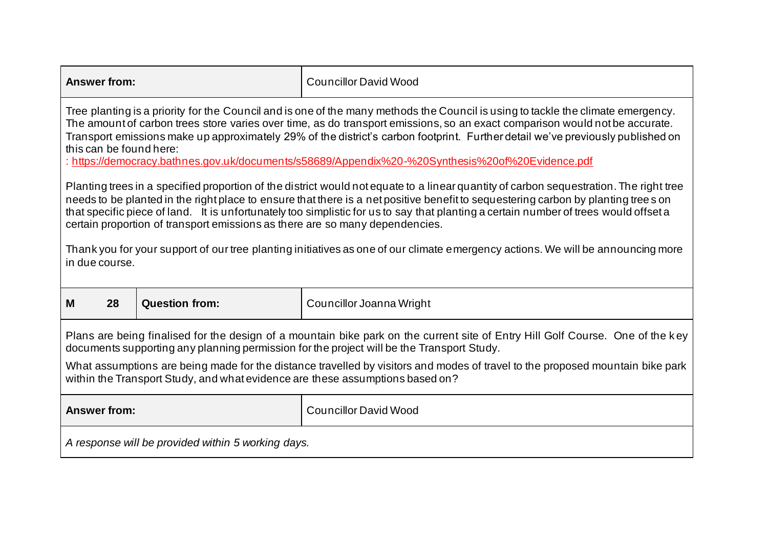| **Answer from:** | Councillor David Wood |
|---|---|

Tree planting is a priority for the Council and is one of the many methods the Council is using to tackle the climate emergency. The amount of carbon trees store varies over time, as do transport emissions, so an exact comparison would not be accurate. Transport emissions make up approximately 29% of the district's carbon footprint. Further detail we've previously published on this can be found here:
: https://democracy.bathnes.gov.uk/documents/s58689/Appendix%20-%20Synthesis%20of%20Evidence.pdf

Planting trees in a specified proportion of the district would not equate to a linear quantity of carbon sequestration. The right tree needs to be planted in the right place to ensure that there is a net positive benefit to sequestering carbon by planting trees on that specific piece of land. It is unfortunately too simplistic for us to say that planting a certain number of trees would offset a certain proportion of transport emissions as there are so many dependencies.

Thank you for your support of our tree planting initiatives as one of our climate emergency actions. We will be announcing more in due course.

| M | 28 | **Question from:** | Councillor Joanna Wright |
|---|---|---|---|

Plans are being finalised for the design of a mountain bike park on the current site of Entry Hill Golf Course. One of the key documents supporting any planning permission for the project will be the Transport Study.

What assumptions are being made for the distance travelled by visitors and modes of travel to the proposed mountain bike park within the Transport Study, and what evidence are these assumptions based on?

| **Answer from:** | Councillor David Wood |
|---|---|

*A response will be provided within 5 working days.*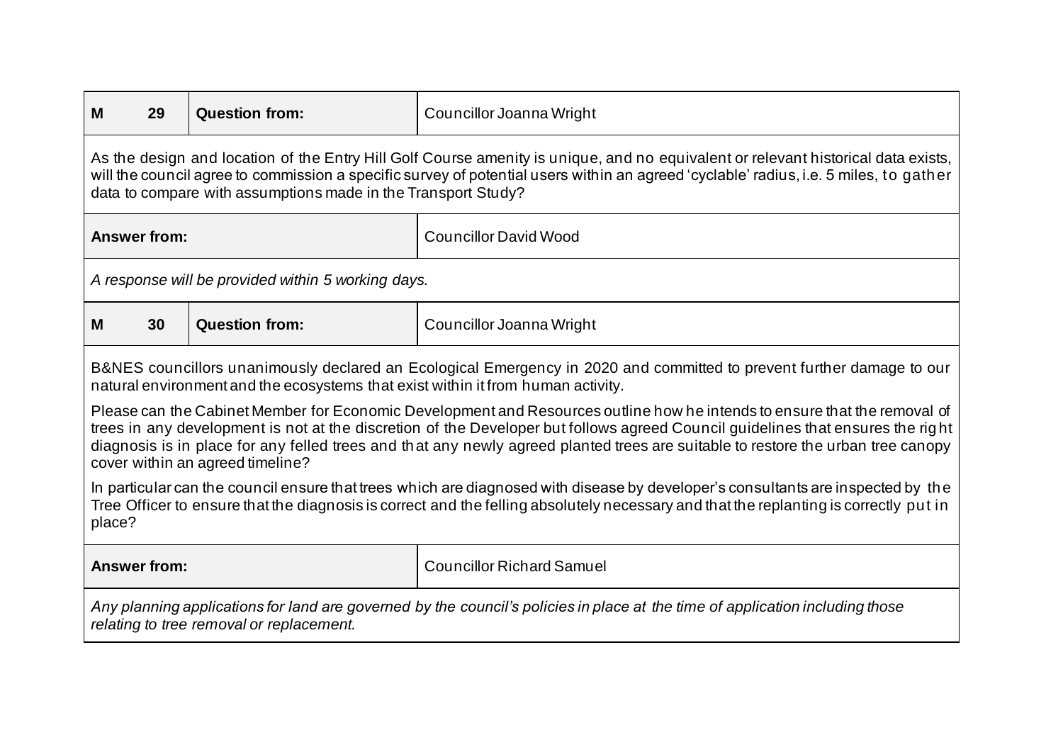| M 29 | Question from: | Councillor Joanna Wright |
|---|---|---|

As the design and location of the Entry Hill Golf Course amenity is unique, and no equivalent or relevant historical data exists, will the council agree to commission a specific survey of potential users within an agreed 'cyclable' radius, i.e. 5 miles, to gather data to compare with assumptions made in the Transport Study?

| Answer from: | Councillor David Wood |
|---|---|

*A response will be provided within 5 working days.*

| M 30 | Question from: | Councillor Joanna Wright |
|---|---|---|

B&NES councillors unanimously declared an Ecological Emergency in 2020 and committed to prevent further damage to our natural environment and the ecosystems that exist within it from human activity.

Please can the Cabinet Member for Economic Development and Resources outline how he intends to ensure that the removal of trees in any development is not at the discretion of the Developer but follows agreed Council guidelines that ensures the right diagnosis is in place for any felled trees and that any newly agreed planted trees are suitable to restore the urban tree canopy cover within an agreed timeline?

In particular can the council ensure that trees which are diagnosed with disease by developer's consultants are inspected by the Tree Officer to ensure that the diagnosis is correct and the felling absolutely necessary and that the replanting is correctly put in place?

| Answer from: | Councillor Richard Samuel |
|---|---|

*Any planning applications for land are governed by the council's policies in place at the time of application including those relating to tree removal or replacement.*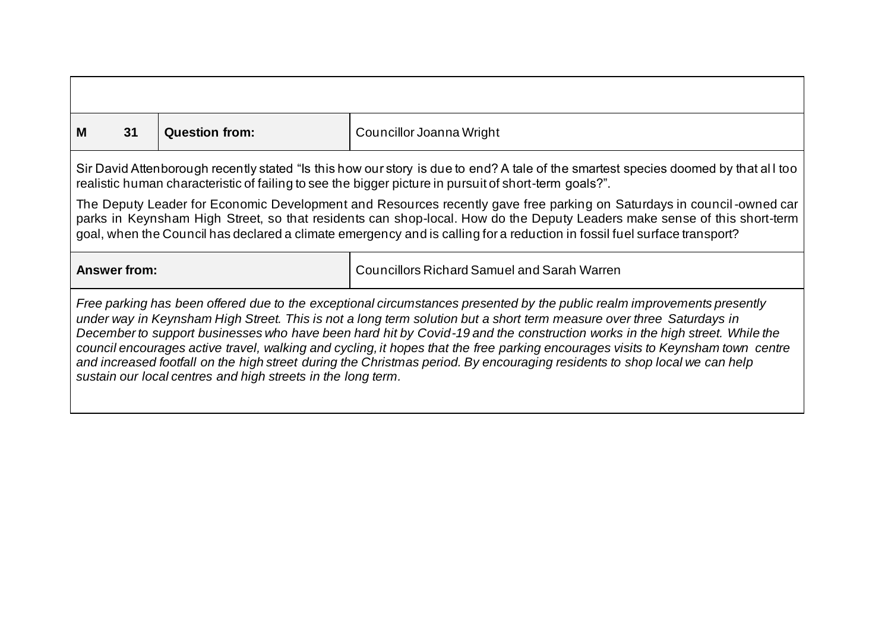| M 31 | Question from: | Councillor Joanna Wright |
|---|---|---|

Sir David Attenborough recently stated "Is this how our story is due to end? A tale of the smartest species doomed by that all too realistic human characteristic of failing to see the bigger picture in pursuit of short-term goals?".

The Deputy Leader for Economic Development and Resources recently gave free parking on Saturdays in council-owned car parks in Keynsham High Street, so that residents can shop-local. How do the Deputy Leaders make sense of this short-term goal, when the Council has declared a climate emergency and is calling for a reduction in fossil fuel surface transport?

| Answer from: | Councillors Richard Samuel and Sarah Warren |
|---|---|

*Free parking has been offered due to the exceptional circumstances presented by the public realm improvements presently under way in Keynsham High Street. This is not a long term solution but a short term measure over three Saturdays in December to support businesses who have been hard hit by Covid-19 and the construction works in the high street. While the council encourages active travel, walking and cycling, it hopes that the free parking encourages visits to Keynsham town centre and increased footfall on the high street during the Christmas period. By encouraging residents to shop local we can help sustain our local centres and high streets in the long term.*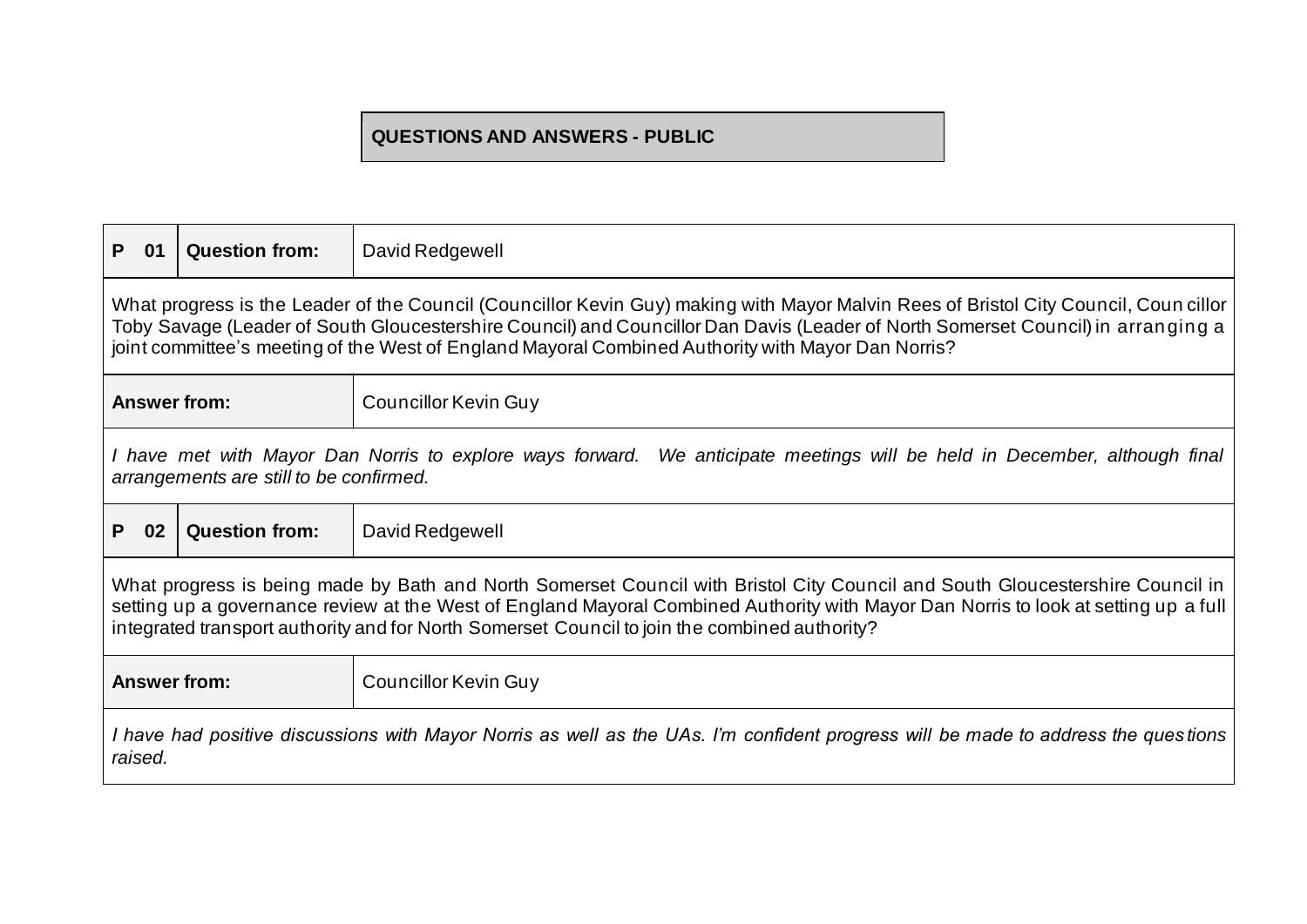## QUESTIONS AND ANSWERS - PUBLIC

| P 01 | Question from: | David Redgewell |
|---|---|---|
| What progress is the Leader of the Council (Councillor Kevin Guy) making with Mayor Malvin Rees of Bristol City Council, Councillor Toby Savage (Leader of South Gloucestershire Council) and Councillor Dan Davis (Leader of North Somerset Council) in arranging a joint committee's meeting of the West of England Mayoral Combined Authority with Mayor Dan Norris? | | |
| **Answer from:** | | Councillor Kevin Guy |
| *I have met with Mayor Dan Norris to explore ways forward. We anticipate meetings will be held in December, although final arrangements are still to be confirmed.* | | |
| **P 02** | **Question from:** | David Redgewell |
| What progress is being made by Bath and North Somerset Council with Bristol City Council and South Gloucestershire Council in setting up a governance review at the West of England Mayoral Combined Authority with Mayor Dan Norris to look at setting up a full integrated transport authority and for North Somerset Council to join the combined authority? | | |
| **Answer from:** | | Councillor Kevin Guy |
| *I have had positive discussions with Mayor Norris as well as the UAs. I'm confident progress will be made to address the questions raised.* | | |